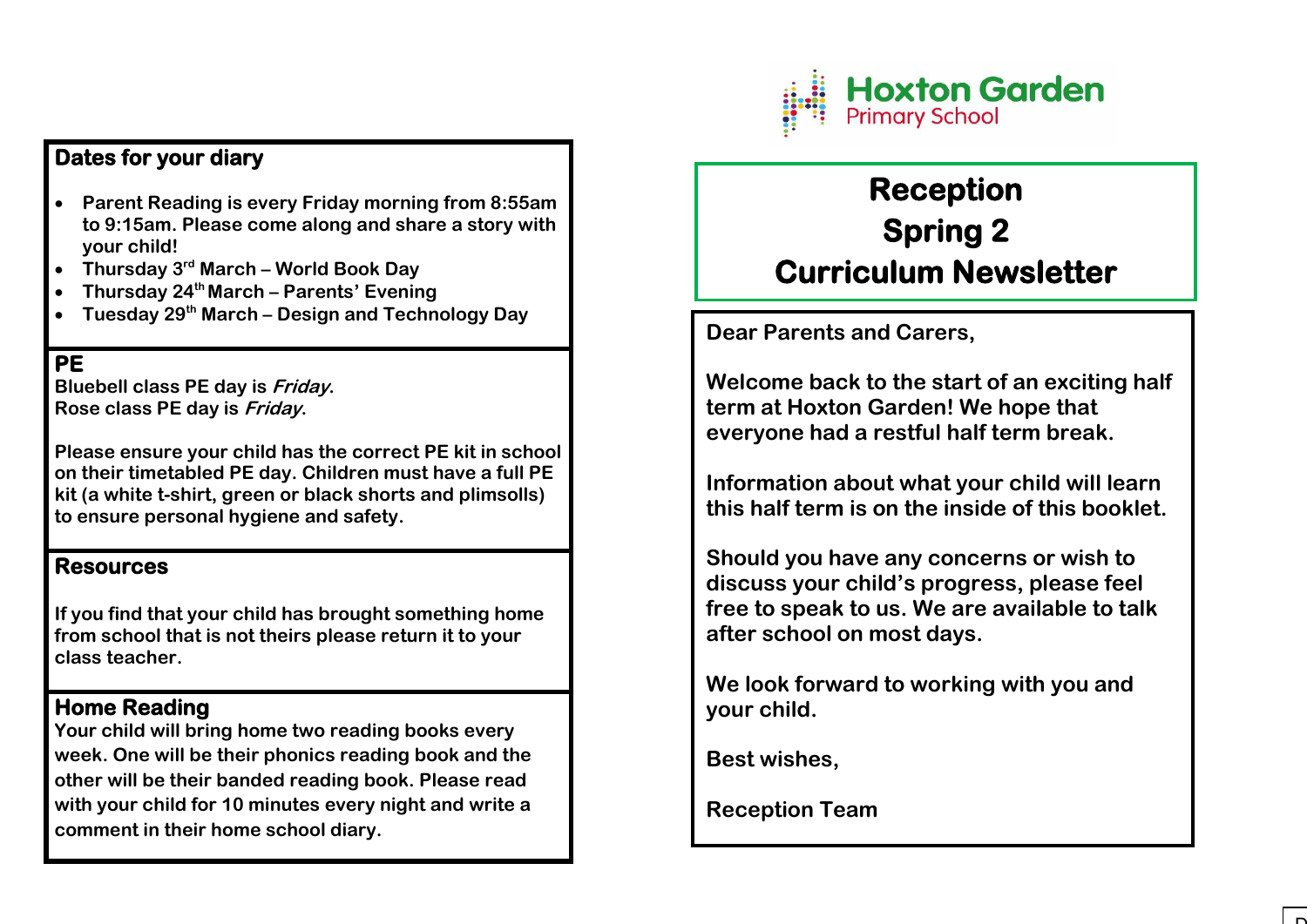## Dates for your diary

- Parent Reading is every Friday morning from 8:55am to 9:15am. Please come along and share a story with your child!
- Thursday 3rd March – World Book Day
- Thursday 24th March – Parents' Evening
- Tuesday 29th March – Design and Technology Day

## PE

Bluebell class PE day is *Friday*.
Rose class PE day is *Friday*.

Please ensure your child has the correct PE kit in school on their timetabled PE day. Children must have a full PE kit (a white t-shirt, green or black shorts and plimsolls) to ensure personal hygiene and safety.

## Resources

If you find that your child has brought something home from school that is not theirs please return it to your class teacher.

## Home Reading

Your child will bring home two reading books every week. One will be their phonics reading book and the other will be their banded reading book. Please read with your child for 10 minutes every night and write a comment in their home school diary.

**Hoxton Garden Primary School**

# Reception Spring 2 Curriculum Newsletter

Dear Parents and Carers,

Welcome back to the start of an exciting half term at Hoxton Garden! We hope that everyone had a restful half term break.

Information about what your child will learn this half term is on the inside of this booklet.

Should you have any concerns or wish to discuss your child's progress, please feel free to speak to us. We are available to talk after school on most days.

We look forward to working with you and your child.

Best wishes,

Reception Team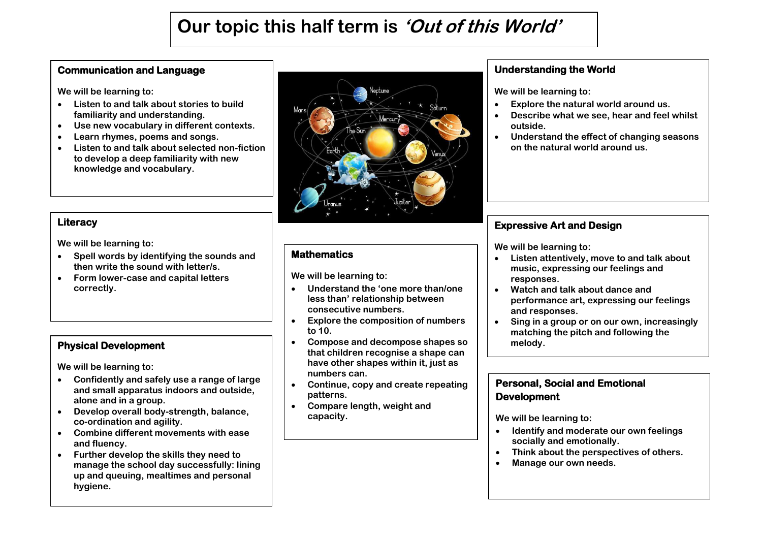# Our topic this half term is *'Out of this World'*

## Communication and Language

**We will be learning to:**

- **Listen to and talk about stories to build familiarity and understanding.**
- **Use new vocabulary in different contexts.**
- **Learn rhymes, poems and songs.**
- **Listen to and talk about selected non-fiction to develop a deep familiarity with new knowledge and vocabulary.**

## Literacy

**We will be learning to:**

- **Spell words by identifying the sounds and then write the sound with letter/s.**
- **Form lower-case and capital letters correctly.**

## Physical Development

**We will be learning to:**

- **Confidently and safely use a range of large and small apparatus indoors and outside, alone and in a group.**
- **Develop overall body-strength, balance, co-ordination and agility.**
- **Combine different movements with ease and fluency.**
- **Further develop the skills they need to manage the school day successfully: lining up and queuing, mealtimes and personal hygiene.**

## Mathematics

**We will be learning to:**

- **Understand the 'one more than/one less than' relationship between consecutive numbers.**
- **Explore the composition of numbers to 10.**
- **Compose and decompose shapes so that children recognise a shape can have other shapes within it, just as numbers can.**
- **Continue, copy and create repeating patterns.**
- **Compare length, weight and capacity.**

## Understanding the World

**We will be learning to:**

- **Explore the natural world around us.**
- **Describe what we see, hear and feel whilst outside.**
- **Understand the effect of changing seasons on the natural world around us.**

## Expressive Art and Design

**We will be learning to:**

- **Listen attentively, move to and talk about music, expressing our feelings and responses.**
- **Watch and talk about dance and performance art, expressing our feelings and responses.**
- **Sing in a group or on our own, increasingly matching the pitch and following the melody.**

## Personal, Social and Emotional Development

**We will be learning to:**

- **Identify and moderate our own feelings socially and emotionally.**
- **Think about the perspectives of others.**
- **Manage our own needs.**